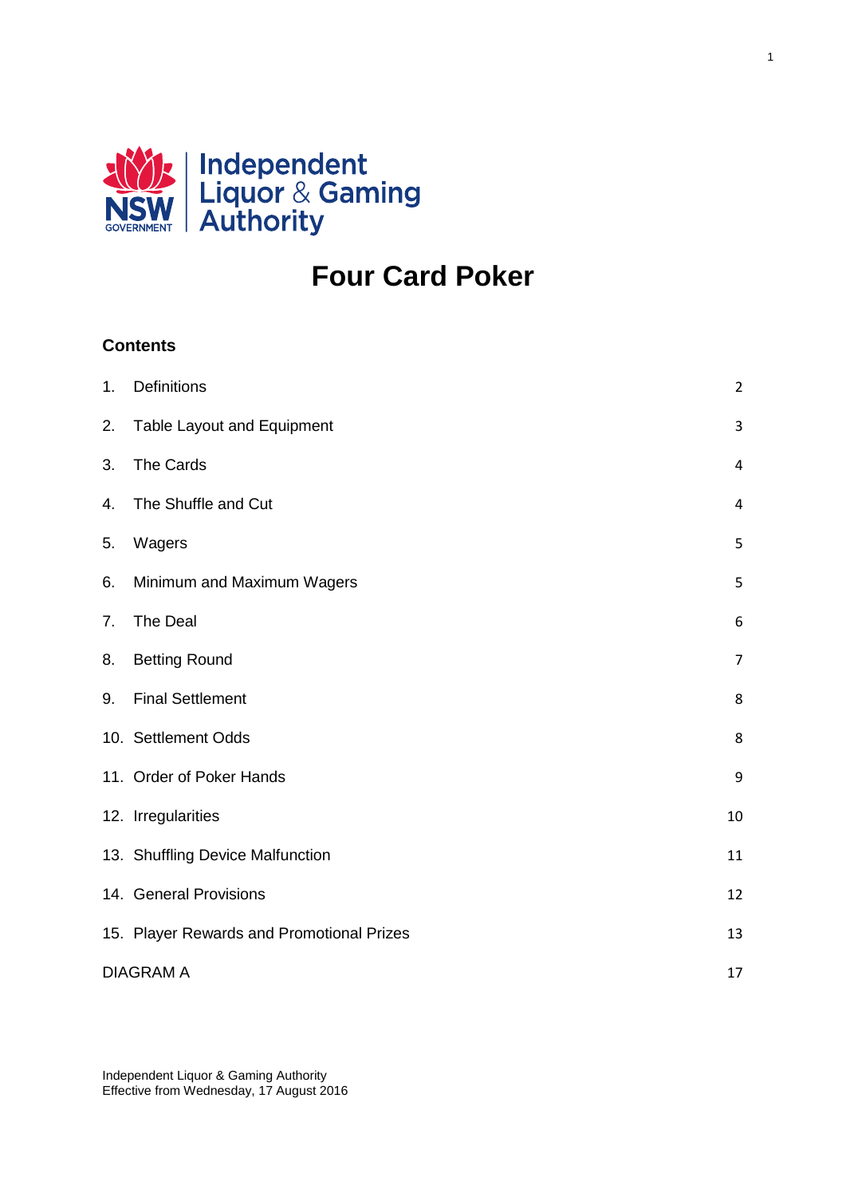Independent Liquor & Gaming Authority

# Four Card Poker

## Contents

| | | |
|---|---|---|
| 1. | Definitions | 2 |
| 2. | Table Layout and Equipment | 3 |
| 3. | The Cards | 4 |
| 4. | The Shuffle and Cut | 4 |
| 5. | Wagers | 5 |
| 6. | Minimum and Maximum Wagers | 5 |
| 7. | The Deal | 6 |
| 8. | Betting Round | 7 |
| 9. | Final Settlement | 8 |
| 10. | Settlement Odds | 8 |
| 11. | Order of Poker Hands | 9 |
| 12. | Irregularities | 10 |
| 13. | Shuffling Device Malfunction | 11 |
| 14. | General Provisions | 12 |
| 15. | Player Rewards and Promotional Prizes | 13 |
| | DIAGRAM A | 17 |

Independent Liquor & Gaming Authority
Effective from Wednesday, 17 August 2016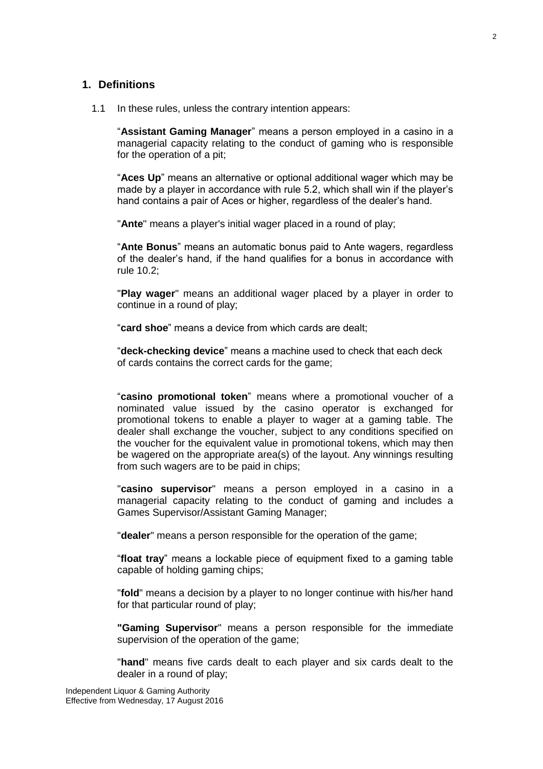## 1. Definitions

1.1 In these rules, unless the contrary intention appears:

"**Assistant Gaming Manager**" means a person employed in a casino in a managerial capacity relating to the conduct of gaming who is responsible for the operation of a pit;

"**Aces Up**" means an alternative or optional additional wager which may be made by a player in accordance with rule 5.2, which shall win if the player's hand contains a pair of Aces or higher, regardless of the dealer's hand.

"**Ante**" means a player's initial wager placed in a round of play;

"**Ante Bonus**" means an automatic bonus paid to Ante wagers, regardless of the dealer's hand, if the hand qualifies for a bonus in accordance with rule 10.2;

"**Play wager**" means an additional wager placed by a player in order to continue in a round of play;

"**card shoe**" means a device from which cards are dealt;

"**deck-checking device**" means a machine used to check that each deck of cards contains the correct cards for the game;

"**casino promotional token**" means where a promotional voucher of a nominated value issued by the casino operator is exchanged for promotional tokens to enable a player to wager at a gaming table. The dealer shall exchange the voucher, subject to any conditions specified on the voucher for the equivalent value in promotional tokens, which may then be wagered on the appropriate area(s) of the layout. Any winnings resulting from such wagers are to be paid in chips;

"**casino supervisor**" means a person employed in a casino in a managerial capacity relating to the conduct of gaming and includes a Games Supervisor/Assistant Gaming Manager;

"**dealer**" means a person responsible for the operation of the game;

"**float tray**" means a lockable piece of equipment fixed to a gaming table capable of holding gaming chips;

"**fold**" means a decision by a player to no longer continue with his/her hand for that particular round of play;

"**Gaming Supervisor**" means a person responsible for the immediate supervision of the operation of the game;

"**hand**" means five cards dealt to each player and six cards dealt to the dealer in a round of play;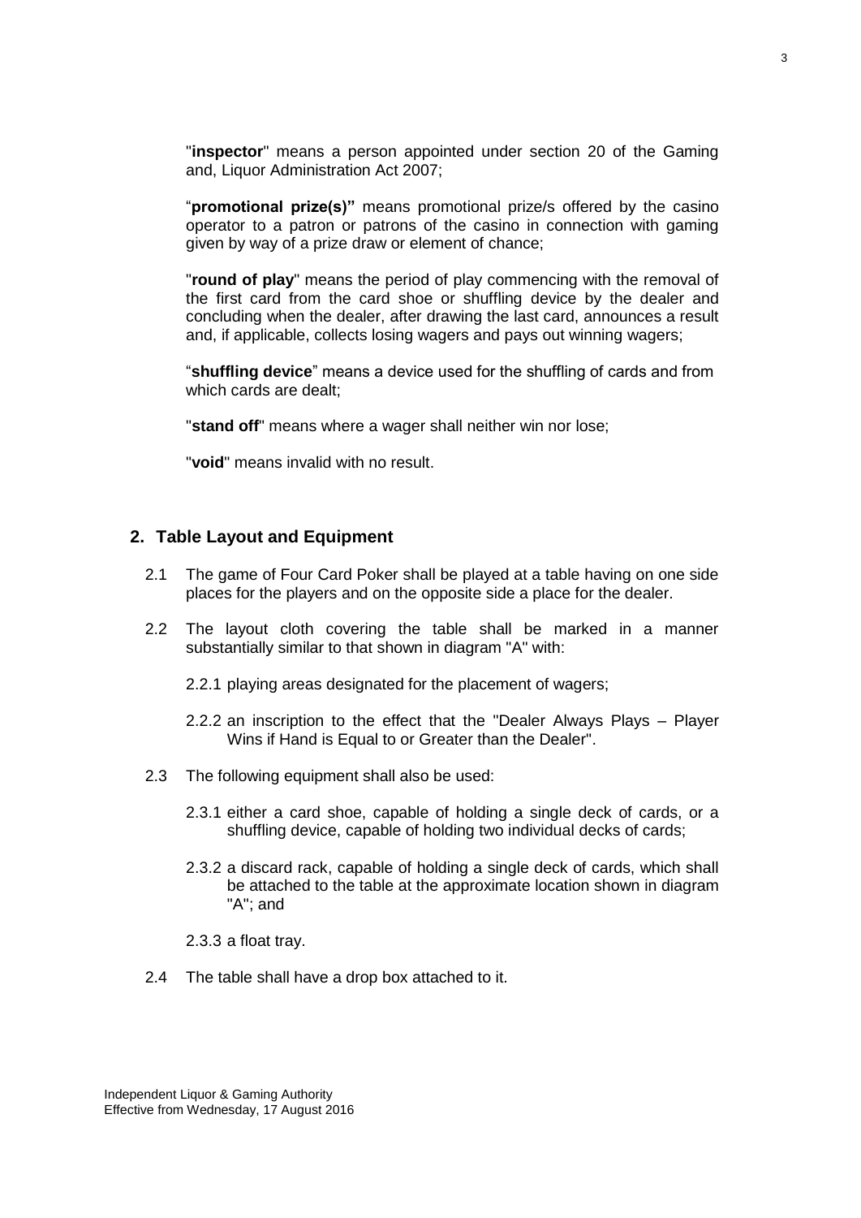"**inspector**" means a person appointed under section 20 of the Gaming and, Liquor Administration Act 2007;

"**promotional prize(s)"** means promotional prize/s offered by the casino operator to a patron or patrons of the casino in connection with gaming given by way of a prize draw or element of chance;

"**round of play**" means the period of play commencing with the removal of the first card from the card shoe or shuffling device by the dealer and concluding when the dealer, after drawing the last card, announces a result and, if applicable, collects losing wagers and pays out winning wagers;

"**shuffling device**" means a device used for the shuffling of cards and from which cards are dealt;

"**stand off**" means where a wager shall neither win nor lose;

"**void**" means invalid with no result.

## 2. Table Layout and Equipment

2.1 The game of Four Card Poker shall be played at a table having on one side places for the players and on the opposite side a place for the dealer.

2.2 The layout cloth covering the table shall be marked in a manner substantially similar to that shown in diagram "A" with:

2.2.1 playing areas designated for the placement of wagers;

2.2.2 an inscription to the effect that the "Dealer Always Plays – Player Wins if Hand is Equal to or Greater than the Dealer".

2.3 The following equipment shall also be used:

2.3.1 either a card shoe, capable of holding a single deck of cards, or a shuffling device, capable of holding two individual decks of cards;

2.3.2 a discard rack, capable of holding a single deck of cards, which shall be attached to the table at the approximate location shown in diagram "A"; and

2.3.3 a float tray.

2.4 The table shall have a drop box attached to it.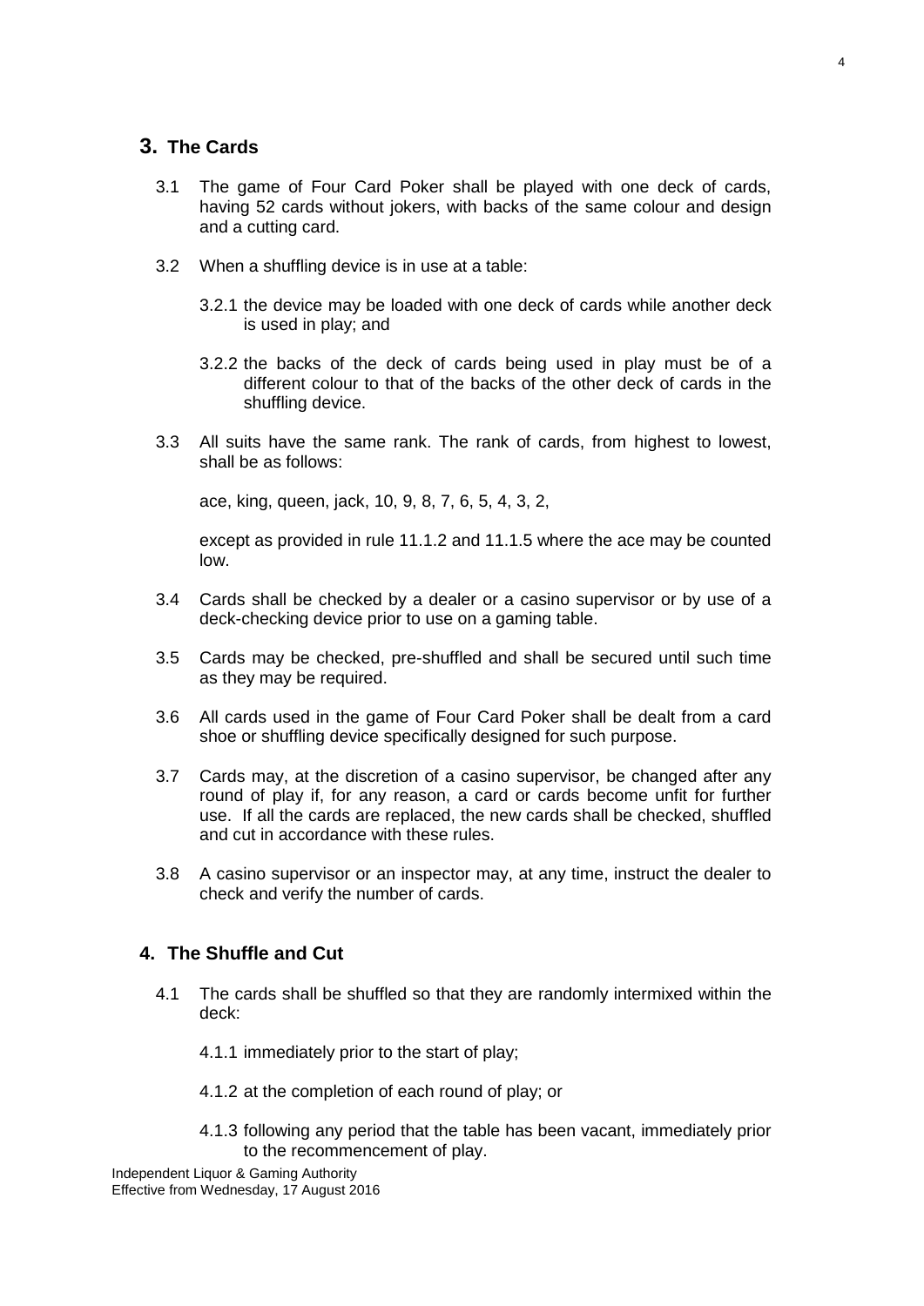## 3. The Cards

3.1 The game of Four Card Poker shall be played with one deck of cards, having 52 cards without jokers, with backs of the same colour and design and a cutting card.

3.2 When a shuffling device is in use at a table:

3.2.1 the device may be loaded with one deck of cards while another deck is used in play; and

3.2.2 the backs of the deck of cards being used in play must be of a different colour to that of the backs of the other deck of cards in the shuffling device.

3.3 All suits have the same rank. The rank of cards, from highest to lowest, shall be as follows:

ace, king, queen, jack, 10, 9, 8, 7, 6, 5, 4, 3, 2,

except as provided in rule 11.1.2 and 11.1.5 where the ace may be counted low.

3.4 Cards shall be checked by a dealer or a casino supervisor or by use of a deck-checking device prior to use on a gaming table.

3.5 Cards may be checked, pre-shuffled and shall be secured until such time as they may be required.

3.6 All cards used in the game of Four Card Poker shall be dealt from a card shoe or shuffling device specifically designed for such purpose.

3.7 Cards may, at the discretion of a casino supervisor, be changed after any round of play if, for any reason, a card or cards become unfit for further use. If all the cards are replaced, the new cards shall be checked, shuffled and cut in accordance with these rules.

3.8 A casino supervisor or an inspector may, at any time, instruct the dealer to check and verify the number of cards.

## 4. The Shuffle and Cut

4.1 The cards shall be shuffled so that they are randomly intermixed within the deck:

4.1.1 immediately prior to the start of play;

4.1.2 at the completion of each round of play; or

4.1.3 following any period that the table has been vacant, immediately prior to the recommencement of play.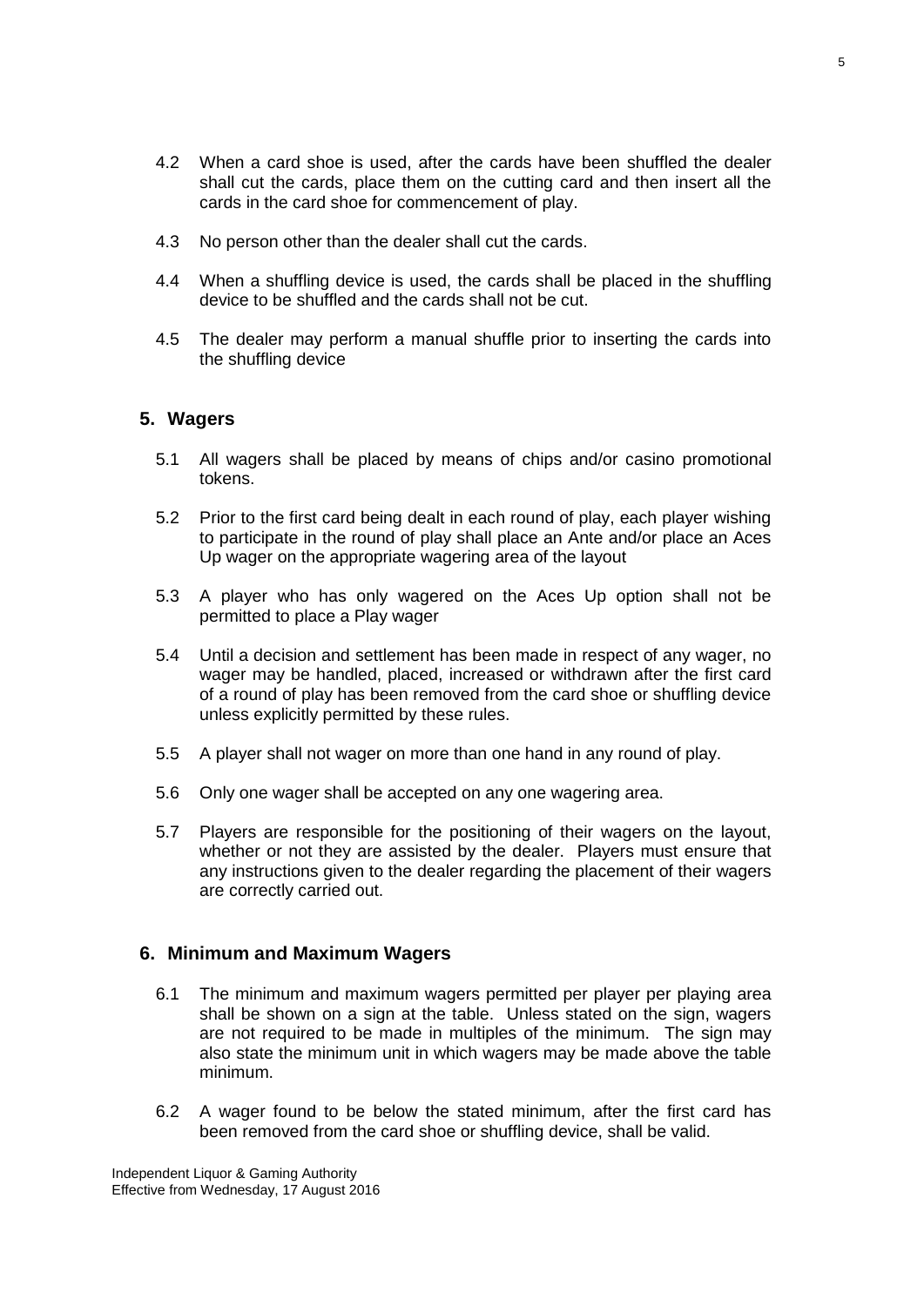4.2 When a card shoe is used, after the cards have been shuffled the dealer shall cut the cards, place them on the cutting card and then insert all the cards in the card shoe for commencement of play.

4.3 No person other than the dealer shall cut the cards.

4.4 When a shuffling device is used, the cards shall be placed in the shuffling device to be shuffled and the cards shall not be cut.

4.5 The dealer may perform a manual shuffle prior to inserting the cards into the shuffling device

## 5. Wagers

5.1 All wagers shall be placed by means of chips and/or casino promotional tokens.

5.2 Prior to the first card being dealt in each round of play, each player wishing to participate in the round of play shall place an Ante and/or place an Aces Up wager on the appropriate wagering area of the layout

5.3 A player who has only wagered on the Aces Up option shall not be permitted to place a Play wager

5.4 Until a decision and settlement has been made in respect of any wager, no wager may be handled, placed, increased or withdrawn after the first card of a round of play has been removed from the card shoe or shuffling device unless explicitly permitted by these rules.

5.5 A player shall not wager on more than one hand in any round of play.

5.6 Only one wager shall be accepted on any one wagering area.

5.7 Players are responsible for the positioning of their wagers on the layout, whether or not they are assisted by the dealer. Players must ensure that any instructions given to the dealer regarding the placement of their wagers are correctly carried out.

## 6. Minimum and Maximum Wagers

6.1 The minimum and maximum wagers permitted per player per playing area shall be shown on a sign at the table. Unless stated on the sign, wagers are not required to be made in multiples of the minimum. The sign may also state the minimum unit in which wagers may be made above the table minimum.

6.2 A wager found to be below the stated minimum, after the first card has been removed from the card shoe or shuffling device, shall be valid.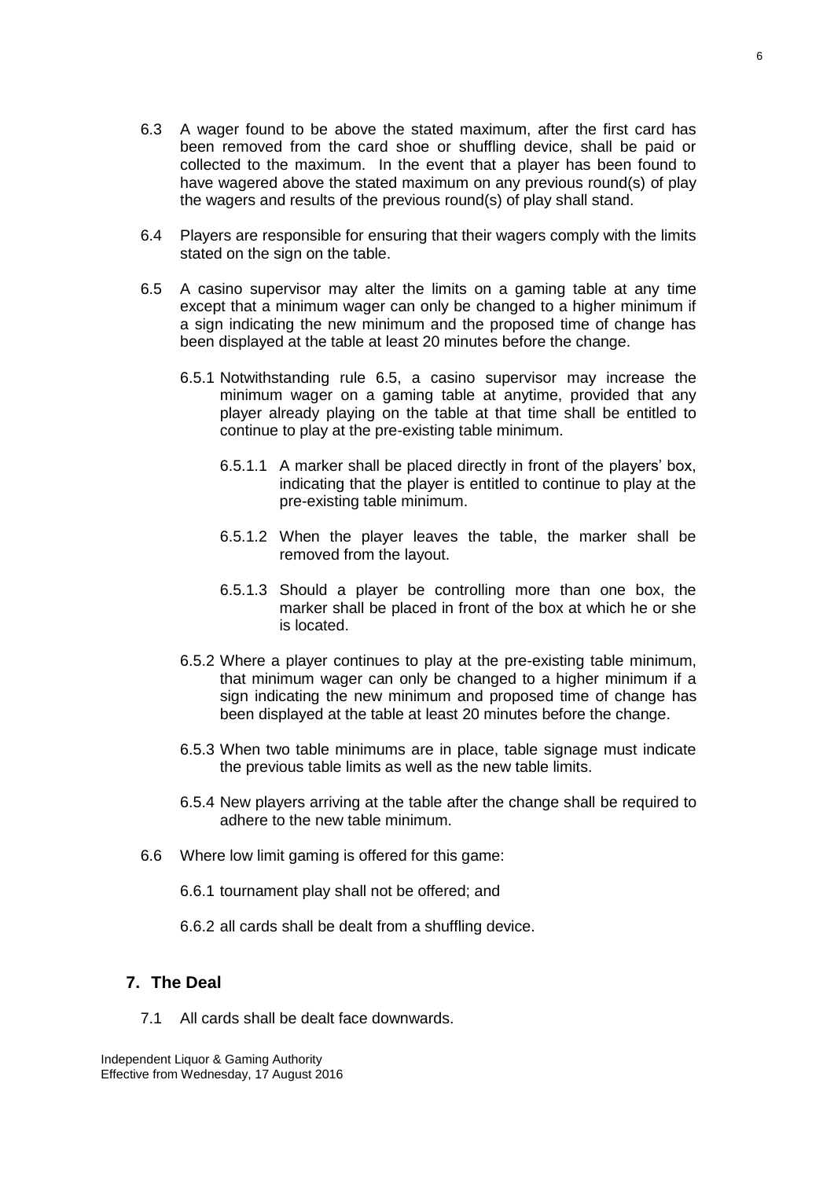6.3 A wager found to be above the stated maximum, after the first card has been removed from the card shoe or shuffling device, shall be paid or collected to the maximum. In the event that a player has been found to have wagered above the stated maximum on any previous round(s) of play the wagers and results of the previous round(s) of play shall stand.

6.4 Players are responsible for ensuring that their wagers comply with the limits stated on the sign on the table.

6.5 A casino supervisor may alter the limits on a gaming table at any time except that a minimum wager can only be changed to a higher minimum if a sign indicating the new minimum and the proposed time of change has been displayed at the table at least 20 minutes before the change.

6.5.1 Notwithstanding rule 6.5, a casino supervisor may increase the minimum wager on a gaming table at anytime, provided that any player already playing on the table at that time shall be entitled to continue to play at the pre-existing table minimum.

6.5.1.1 A marker shall be placed directly in front of the players' box, indicating that the player is entitled to continue to play at the pre-existing table minimum.

6.5.1.2 When the player leaves the table, the marker shall be removed from the layout.

6.5.1.3 Should a player be controlling more than one box, the marker shall be placed in front of the box at which he or she is located.

6.5.2 Where a player continues to play at the pre-existing table minimum, that minimum wager can only be changed to a higher minimum if a sign indicating the new minimum and proposed time of change has been displayed at the table at least 20 minutes before the change.

6.5.3 When two table minimums are in place, table signage must indicate the previous table limits as well as the new table limits.

6.5.4 New players arriving at the table after the change shall be required to adhere to the new table minimum.

6.6 Where low limit gaming is offered for this game:

6.6.1 tournament play shall not be offered; and

6.6.2 all cards shall be dealt from a shuffling device.

## 7. The Deal

7.1 All cards shall be dealt face downwards.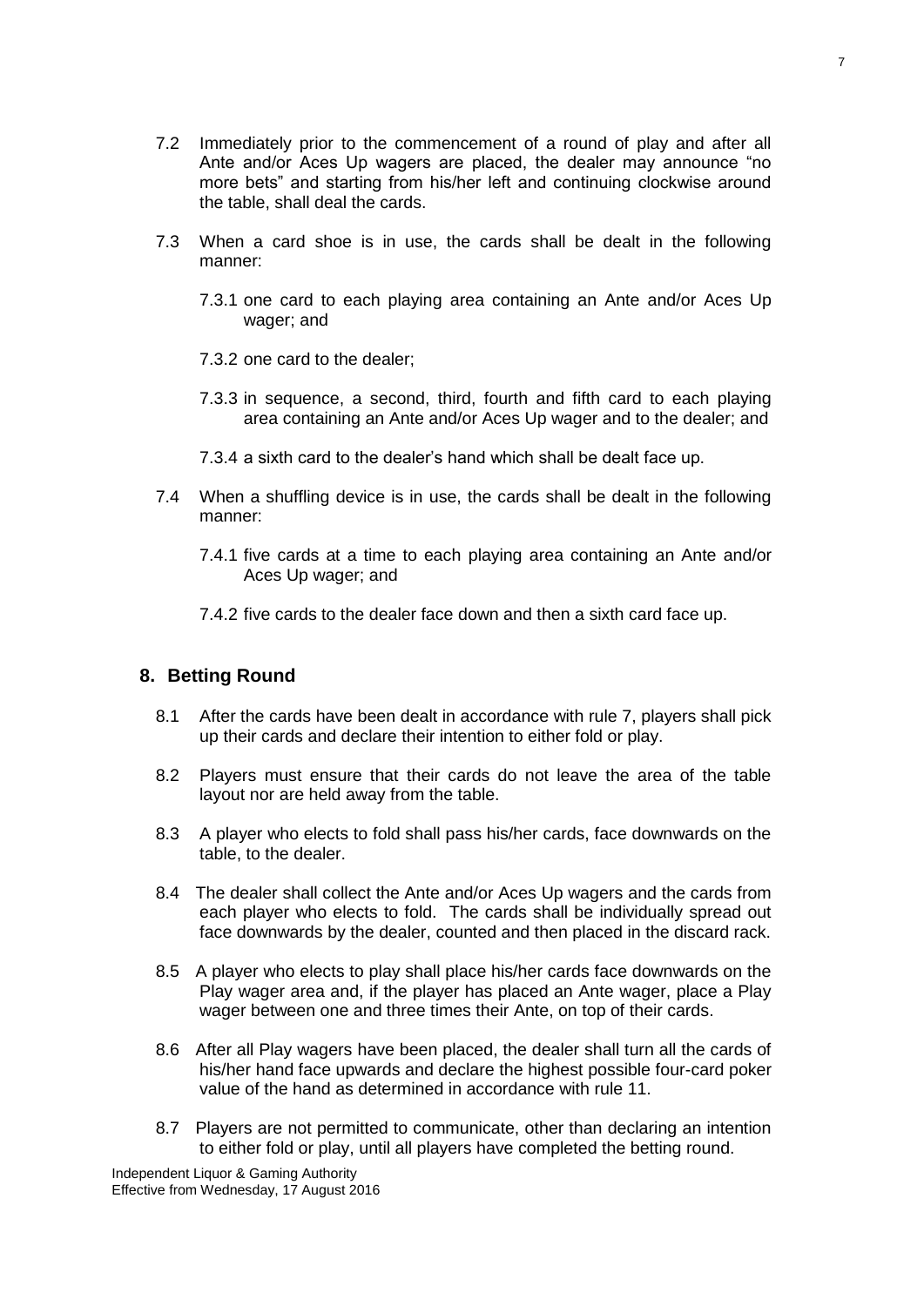7.2 Immediately prior to the commencement of a round of play and after all Ante and/or Aces Up wagers are placed, the dealer may announce "no more bets" and starting from his/her left and continuing clockwise around the table, shall deal the cards.

7.3 When a card shoe is in use, the cards shall be dealt in the following manner:

7.3.1 one card to each playing area containing an Ante and/or Aces Up wager; and

7.3.2 one card to the dealer;

7.3.3 in sequence, a second, third, fourth and fifth card to each playing area containing an Ante and/or Aces Up wager and to the dealer; and

7.3.4 a sixth card to the dealer's hand which shall be dealt face up.

7.4 When a shuffling device is in use, the cards shall be dealt in the following manner:

7.4.1 five cards at a time to each playing area containing an Ante and/or Aces Up wager; and

7.4.2 five cards to the dealer face down and then a sixth card face up.

## 8. Betting Round

8.1 After the cards have been dealt in accordance with rule 7, players shall pick up their cards and declare their intention to either fold or play.

8.2 Players must ensure that their cards do not leave the area of the table layout nor are held away from the table.

8.3 A player who elects to fold shall pass his/her cards, face downwards on the table, to the dealer.

8.4 The dealer shall collect the Ante and/or Aces Up wagers and the cards from each player who elects to fold. The cards shall be individually spread out face downwards by the dealer, counted and then placed in the discard rack.

8.5 A player who elects to play shall place his/her cards face downwards on the Play wager area and, if the player has placed an Ante wager, place a Play wager between one and three times their Ante, on top of their cards.

8.6 After all Play wagers have been placed, the dealer shall turn all the cards of his/her hand face upwards and declare the highest possible four-card poker value of the hand as determined in accordance with rule 11.

8.7 Players are not permitted to communicate, other than declaring an intention to either fold or play, until all players have completed the betting round.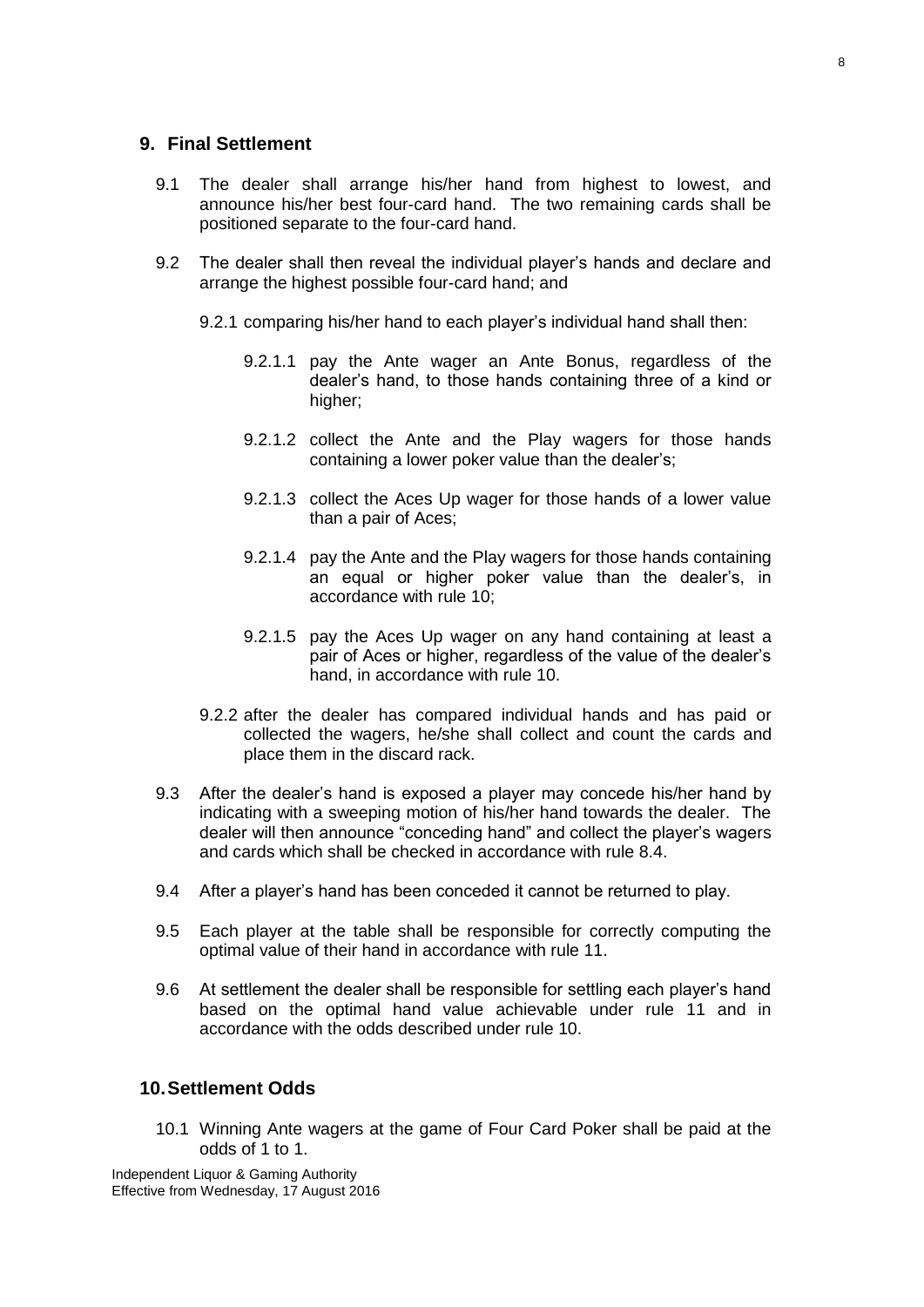## 9. Final Settlement

9.1 The dealer shall arrange his/her hand from highest to lowest, and announce his/her best four-card hand. The two remaining cards shall be positioned separate to the four-card hand.

9.2 The dealer shall then reveal the individual player's hands and declare and arrange the highest possible four-card hand; and

9.2.1 comparing his/her hand to each player's individual hand shall then:

9.2.1.1 pay the Ante wager an Ante Bonus, regardless of the dealer's hand, to those hands containing three of a kind or higher;

9.2.1.2 collect the Ante and the Play wagers for those hands containing a lower poker value than the dealer's;

9.2.1.3 collect the Aces Up wager for those hands of a lower value than a pair of Aces;

9.2.1.4 pay the Ante and the Play wagers for those hands containing an equal or higher poker value than the dealer's, in accordance with rule 10;

9.2.1.5 pay the Aces Up wager on any hand containing at least a pair of Aces or higher, regardless of the value of the dealer's hand, in accordance with rule 10.

9.2.2 after the dealer has compared individual hands and has paid or collected the wagers, he/she shall collect and count the cards and place them in the discard rack.

9.3 After the dealer's hand is exposed a player may concede his/her hand by indicating with a sweeping motion of his/her hand towards the dealer. The dealer will then announce "conceding hand" and collect the player's wagers and cards which shall be checked in accordance with rule 8.4.

9.4 After a player's hand has been conceded it cannot be returned to play.

9.5 Each player at the table shall be responsible for correctly computing the optimal value of their hand in accordance with rule 11.

9.6 At settlement the dealer shall be responsible for settling each player's hand based on the optimal hand value achievable under rule 11 and in accordance with the odds described under rule 10.

## 10. Settlement Odds

10.1 Winning Ante wagers at the game of Four Card Poker shall be paid at the odds of 1 to 1.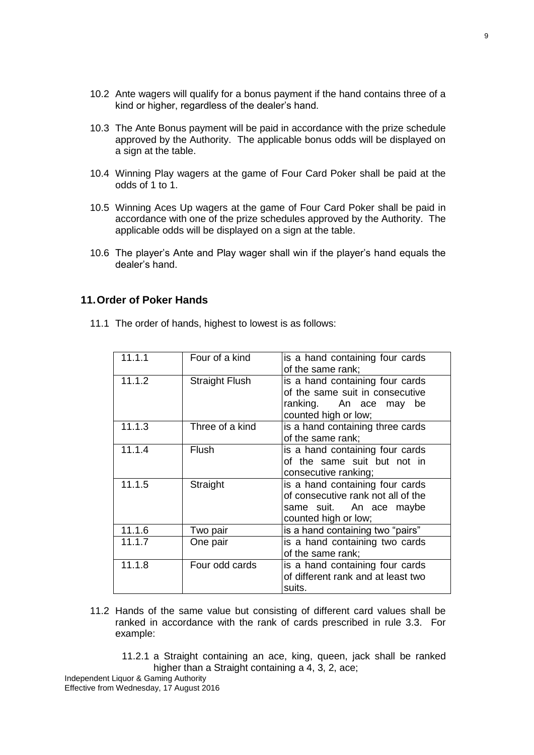10.2 Ante wagers will qualify for a bonus payment if the hand contains three of a kind or higher, regardless of the dealer's hand.

10.3 The Ante Bonus payment will be paid in accordance with the prize schedule approved by the Authority. The applicable bonus odds will be displayed on a sign at the table.

10.4 Winning Play wagers at the game of Four Card Poker shall be paid at the odds of 1 to 1.

10.5 Winning Aces Up wagers at the game of Four Card Poker shall be paid in accordance with one of the prize schedules approved by the Authority. The applicable odds will be displayed on a sign at the table.

10.6 The player's Ante and Play wager shall win if the player's hand equals the dealer's hand.

## 11. Order of Poker Hands

11.1 The order of hands, highest to lowest is as follows:

| | | |
|---|---|---|
| 11.1.1 | Four of a kind | is a hand containing four cards of the same rank; |
| 11.1.2 | Straight Flush | is a hand containing four cards of the same suit in consecutive ranking. An ace may be counted high or low; |
| 11.1.3 | Three of a kind | is a hand containing three cards of the same rank; |
| 11.1.4 | Flush | is a hand containing four cards of the same suit but not in consecutive ranking; |
| 11.1.5 | Straight | is a hand containing four cards of consecutive rank not all of the same suit. An ace maybe counted high or low; |
| 11.1.6 | Two pair | is a hand containing two "pairs" |
| 11.1.7 | One pair | is a hand containing two cards of the same rank; |
| 11.1.8 | Four odd cards | is a hand containing four cards of different rank and at least two suits. |

11.2 Hands of the same value but consisting of different card values shall be ranked in accordance with the rank of cards prescribed in rule 3.3. For example:

11.2.1 a Straight containing an ace, king, queen, jack shall be ranked higher than a Straight containing a 4, 3, 2, ace;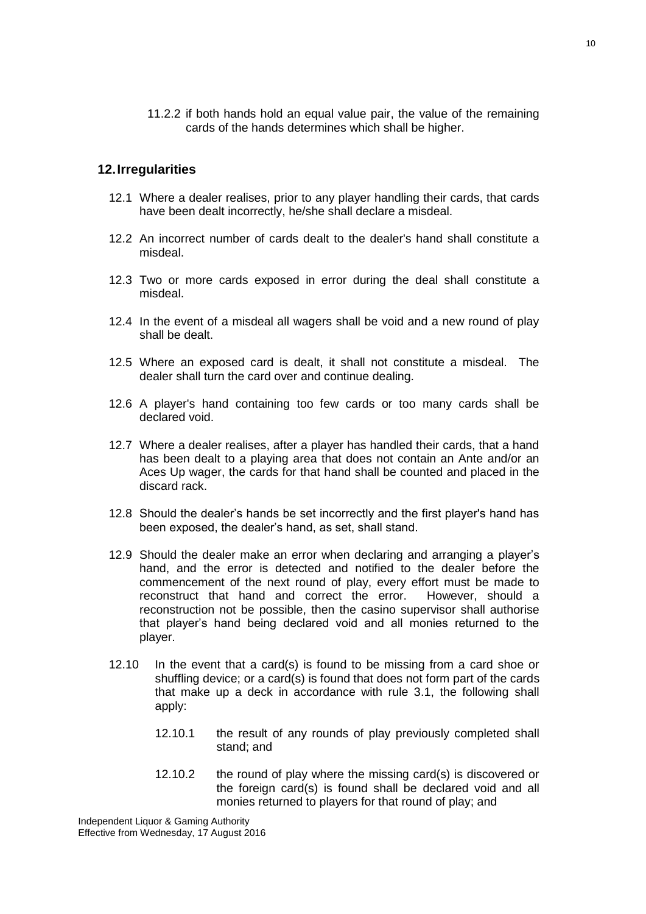11.2.2 if both hands hold an equal value pair, the value of the remaining cards of the hands determines which shall be higher.

## 12. Irregularities

12.1 Where a dealer realises, prior to any player handling their cards, that cards have been dealt incorrectly, he/she shall declare a misdeal.

12.2 An incorrect number of cards dealt to the dealer's hand shall constitute a misdeal.

12.3 Two or more cards exposed in error during the deal shall constitute a misdeal.

12.4 In the event of a misdeal all wagers shall be void and a new round of play shall be dealt.

12.5 Where an exposed card is dealt, it shall not constitute a misdeal. The dealer shall turn the card over and continue dealing.

12.6 A player's hand containing too few cards or too many cards shall be declared void.

12.7 Where a dealer realises, after a player has handled their cards, that a hand has been dealt to a playing area that does not contain an Ante and/or an Aces Up wager, the cards for that hand shall be counted and placed in the discard rack.

12.8 Should the dealer's hands be set incorrectly and the first player's hand has been exposed, the dealer's hand, as set, shall stand.

12.9 Should the dealer make an error when declaring and arranging a player's hand, and the error is detected and notified to the dealer before the commencement of the next round of play, every effort must be made to reconstruct that hand and correct the error. However, should a reconstruction not be possible, then the casino supervisor shall authorise that player's hand being declared void and all monies returned to the player.

12.10 In the event that a card(s) is found to be missing from a card shoe or shuffling device; or a card(s) is found that does not form part of the cards that make up a deck in accordance with rule 3.1, the following shall apply:

12.10.1 the result of any rounds of play previously completed shall stand; and

12.10.2 the round of play where the missing card(s) is discovered or the foreign card(s) is found shall be declared void and all monies returned to players for that round of play; and

Independent Liquor & Gaming Authority
Effective from Wednesday, 17 August 2016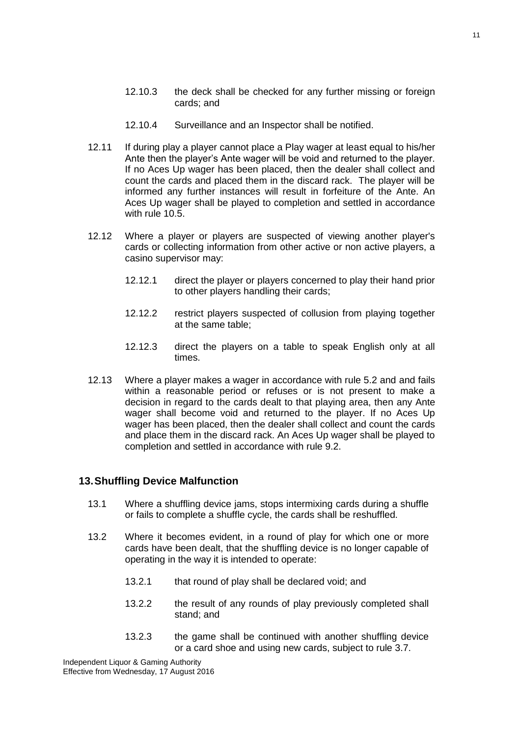12.10.3 the deck shall be checked for any further missing or foreign cards; and

12.10.4 Surveillance and an Inspector shall be notified.

12.11 If during play a player cannot place a Play wager at least equal to his/her Ante then the player's Ante wager will be void and returned to the player. If no Aces Up wager has been placed, then the dealer shall collect and count the cards and placed them in the discard rack. The player will be informed any further instances will result in forfeiture of the Ante. An Aces Up wager shall be played to completion and settled in accordance with rule 10.5.

12.12 Where a player or players are suspected of viewing another player's cards or collecting information from other active or non active players, a casino supervisor may:

12.12.1 direct the player or players concerned to play their hand prior to other players handling their cards;

12.12.2 restrict players suspected of collusion from playing together at the same table;

12.12.3 direct the players on a table to speak English only at all times.

12.13 Where a player makes a wager in accordance with rule 5.2 and and fails within a reasonable period or refuses or is not present to make a decision in regard to the cards dealt to that playing area, then any Ante wager shall become void and returned to the player. If no Aces Up wager has been placed, then the dealer shall collect and count the cards and place them in the discard rack. An Aces Up wager shall be played to completion and settled in accordance with rule 9.2.

## 13. Shuffling Device Malfunction

13.1 Where a shuffling device jams, stops intermixing cards during a shuffle or fails to complete a shuffle cycle, the cards shall be reshuffled.

13.2 Where it becomes evident, in a round of play for which one or more cards have been dealt, that the shuffling device is no longer capable of operating in the way it is intended to operate:

13.2.1 that round of play shall be declared void; and

13.2.2 the result of any rounds of play previously completed shall stand; and

13.2.3 the game shall be continued with another shuffling device or a card shoe and using new cards, subject to rule 3.7.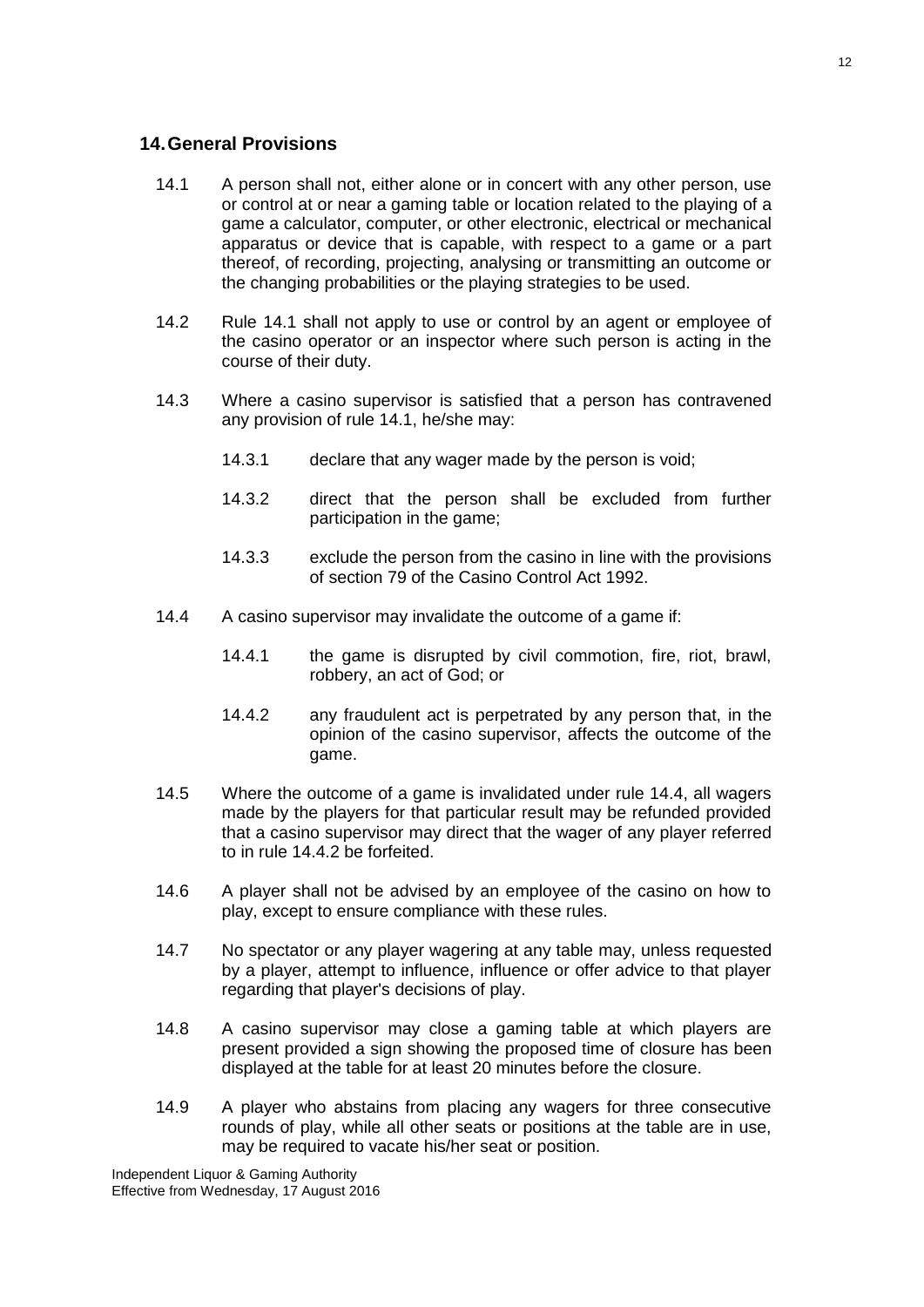## 14. General Provisions

14.1 A person shall not, either alone or in concert with any other person, use or control at or near a gaming table or location related to the playing of a game a calculator, computer, or other electronic, electrical or mechanical apparatus or device that is capable, with respect to a game or a part thereof, of recording, projecting, analysing or transmitting an outcome or the changing probabilities or the playing strategies to be used.

14.2 Rule 14.1 shall not apply to use or control by an agent or employee of the casino operator or an inspector where such person is acting in the course of their duty.

14.3 Where a casino supervisor is satisfied that a person has contravened any provision of rule 14.1, he/she may:

14.3.1 declare that any wager made by the person is void;

14.3.2 direct that the person shall be excluded from further participation in the game;

14.3.3 exclude the person from the casino in line with the provisions of section 79 of the Casino Control Act 1992.

14.4 A casino supervisor may invalidate the outcome of a game if:

14.4.1 the game is disrupted by civil commotion, fire, riot, brawl, robbery, an act of God; or

14.4.2 any fraudulent act is perpetrated by any person that, in the opinion of the casino supervisor, affects the outcome of the game.

14.5 Where the outcome of a game is invalidated under rule 14.4, all wagers made by the players for that particular result may be refunded provided that a casino supervisor may direct that the wager of any player referred to in rule 14.4.2 be forfeited.

14.6 A player shall not be advised by an employee of the casino on how to play, except to ensure compliance with these rules.

14.7 No spectator or any player wagering at any table may, unless requested by a player, attempt to influence, influence or offer advice to that player regarding that player's decisions of play.

14.8 A casino supervisor may close a gaming table at which players are present provided a sign showing the proposed time of closure has been displayed at the table for at least 20 minutes before the closure.

14.9 A player who abstains from placing any wagers for three consecutive rounds of play, while all other seats or positions at the table are in use, may be required to vacate his/her seat or position.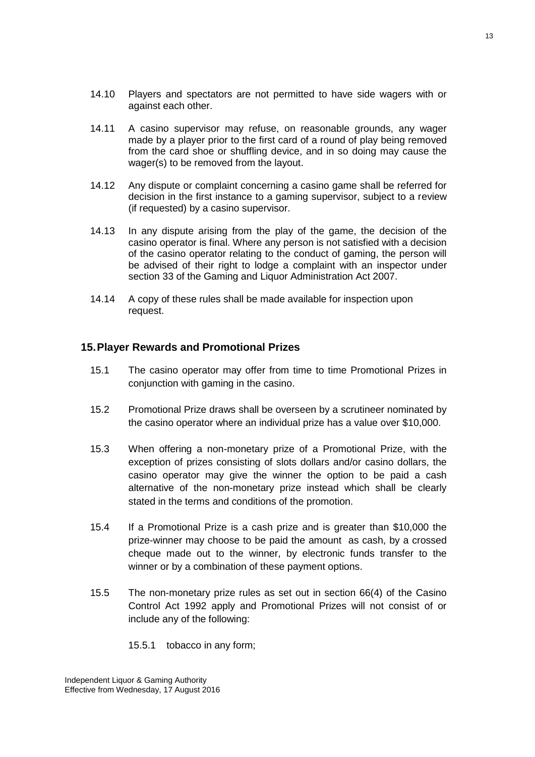14.10 Players and spectators are not permitted to have side wagers with or against each other.

14.11 A casino supervisor may refuse, on reasonable grounds, any wager made by a player prior to the first card of a round of play being removed from the card shoe or shuffling device, and in so doing may cause the wager(s) to be removed from the layout.

14.12 Any dispute or complaint concerning a casino game shall be referred for decision in the first instance to a gaming supervisor, subject to a review (if requested) by a casino supervisor.

14.13 In any dispute arising from the play of the game, the decision of the casino operator is final. Where any person is not satisfied with a decision of the casino operator relating to the conduct of gaming, the person will be advised of their right to lodge a complaint with an inspector under section 33 of the Gaming and Liquor Administration Act 2007.

14.14 A copy of these rules shall be made available for inspection upon request.

## 15. Player Rewards and Promotional Prizes

15.1 The casino operator may offer from time to time Promotional Prizes in conjunction with gaming in the casino.

15.2 Promotional Prize draws shall be overseen by a scrutineer nominated by the casino operator where an individual prize has a value over $10,000.

15.3 When offering a non-monetary prize of a Promotional Prize, with the exception of prizes consisting of slots dollars and/or casino dollars, the casino operator may give the winner the option to be paid a cash alternative of the non-monetary prize instead which shall be clearly stated in the terms and conditions of the promotion.

15.4 If a Promotional Prize is a cash prize and is greater than $10,000 the prize-winner may choose to be paid the amount as cash, by a crossed cheque made out to the winner, by electronic funds transfer to the winner or by a combination of these payment options.

15.5 The non-monetary prize rules as set out in section 66(4) of the Casino Control Act 1992 apply and Promotional Prizes will not consist of or include any of the following:

15.5.1 tobacco in any form;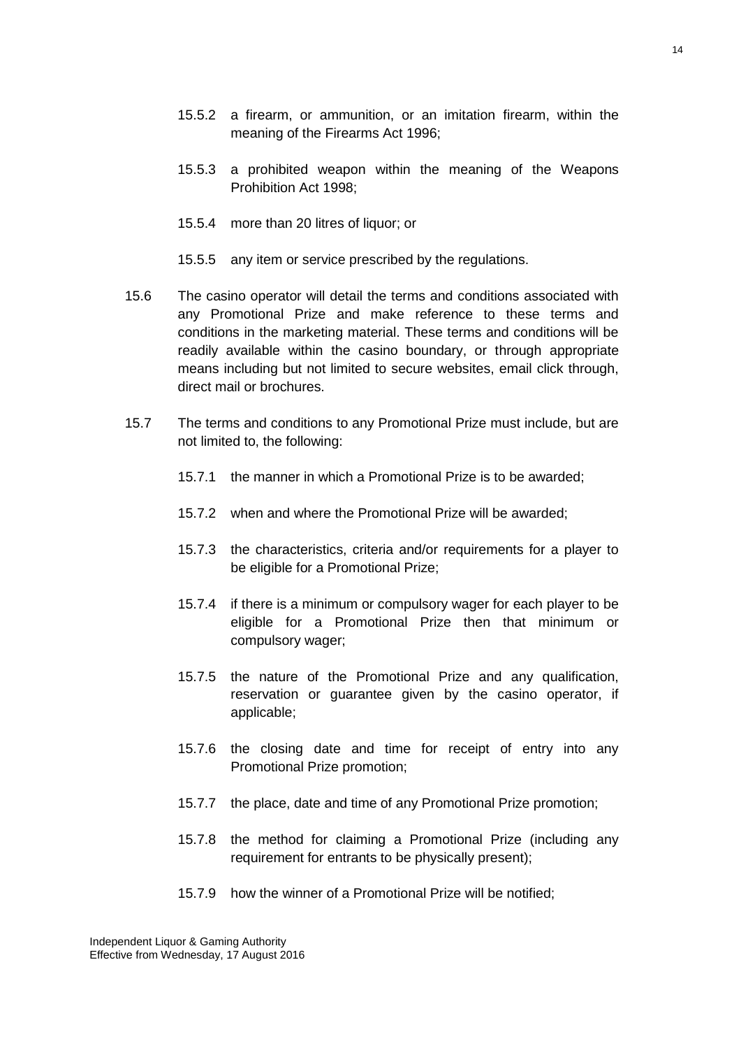15.5.2 a firearm, or ammunition, or an imitation firearm, within the meaning of the Firearms Act 1996;

15.5.3 a prohibited weapon within the meaning of the Weapons Prohibition Act 1998;

15.5.4 more than 20 litres of liquor; or

15.5.5 any item or service prescribed by the regulations.

15.6 The casino operator will detail the terms and conditions associated with any Promotional Prize and make reference to these terms and conditions in the marketing material. These terms and conditions will be readily available within the casino boundary, or through appropriate means including but not limited to secure websites, email click through, direct mail or brochures.

15.7 The terms and conditions to any Promotional Prize must include, but are not limited to, the following:

15.7.1 the manner in which a Promotional Prize is to be awarded;

15.7.2 when and where the Promotional Prize will be awarded;

15.7.3 the characteristics, criteria and/or requirements for a player to be eligible for a Promotional Prize;

15.7.4 if there is a minimum or compulsory wager for each player to be eligible for a Promotional Prize then that minimum or compulsory wager;

15.7.5 the nature of the Promotional Prize and any qualification, reservation or guarantee given by the casino operator, if applicable;

15.7.6 the closing date and time for receipt of entry into any Promotional Prize promotion;

15.7.7 the place, date and time of any Promotional Prize promotion;

15.7.8 the method for claiming a Promotional Prize (including any requirement for entrants to be physically present);

15.7.9 how the winner of a Promotional Prize will be notified;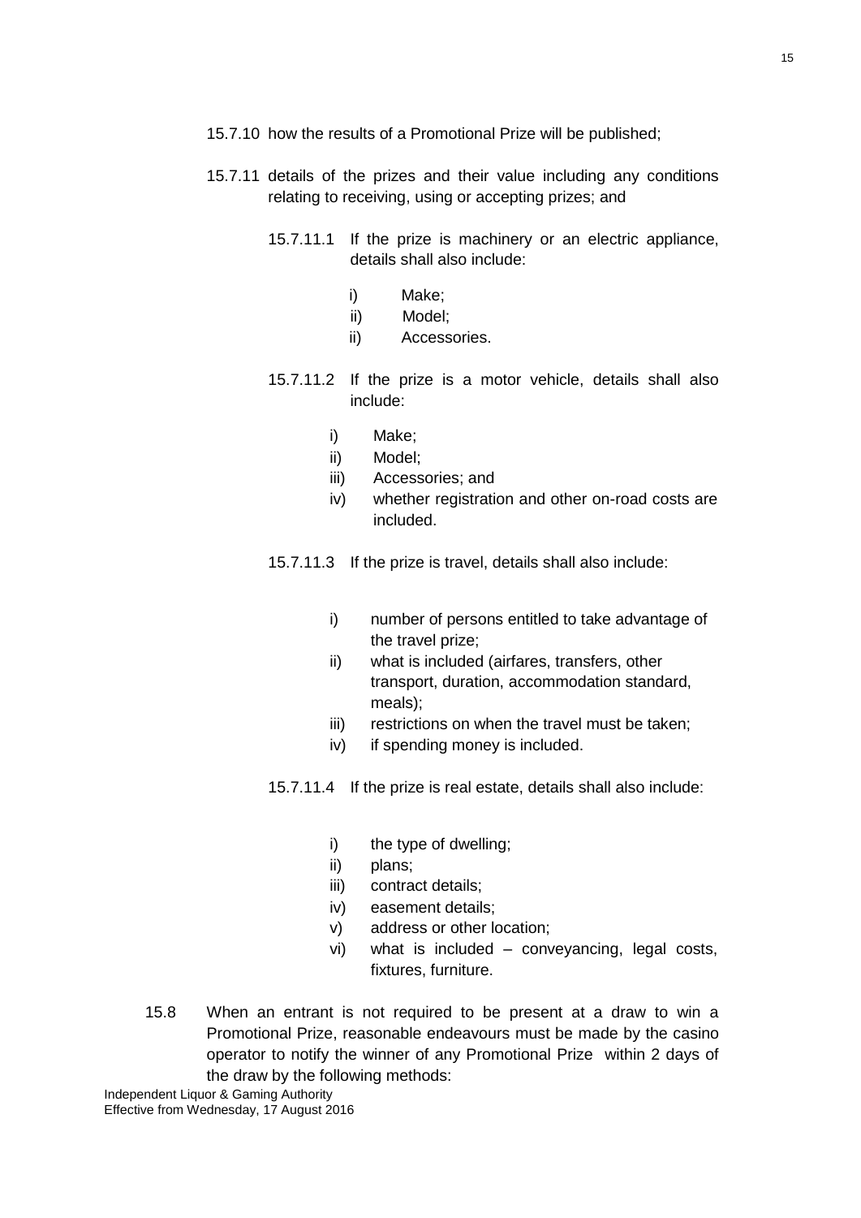15.7.10 how the results of a Promotional Prize will be published;

15.7.11 details of the prizes and their value including any conditions relating to receiving, using or accepting prizes; and

15.7.11.1 If the prize is machinery or an electric appliance, details shall also include:

- i) Make;
- ii) Model;
- ii) Accessories.

15.7.11.2 If the prize is a motor vehicle, details shall also include:

- i) Make;
- ii) Model;
- iii) Accessories; and
- iv) whether registration and other on-road costs are included.

15.7.11.3 If the prize is travel, details shall also include:

- i) number of persons entitled to take advantage of the travel prize;
- ii) what is included (airfares, transfers, other transport, duration, accommodation standard, meals);
- iii) restrictions on when the travel must be taken;
- iv) if spending money is included.

15.7.11.4 If the prize is real estate, details shall also include:

- i) the type of dwelling;
- ii) plans;
- iii) contract details;
- iv) easement details;
- v) address or other location;
- vi) what is included – conveyancing, legal costs, fixtures, furniture.

15.8 When an entrant is not required to be present at a draw to win a Promotional Prize, reasonable endeavours must be made by the casino operator to notify the winner of any Promotional Prize within 2 days of the draw by the following methods: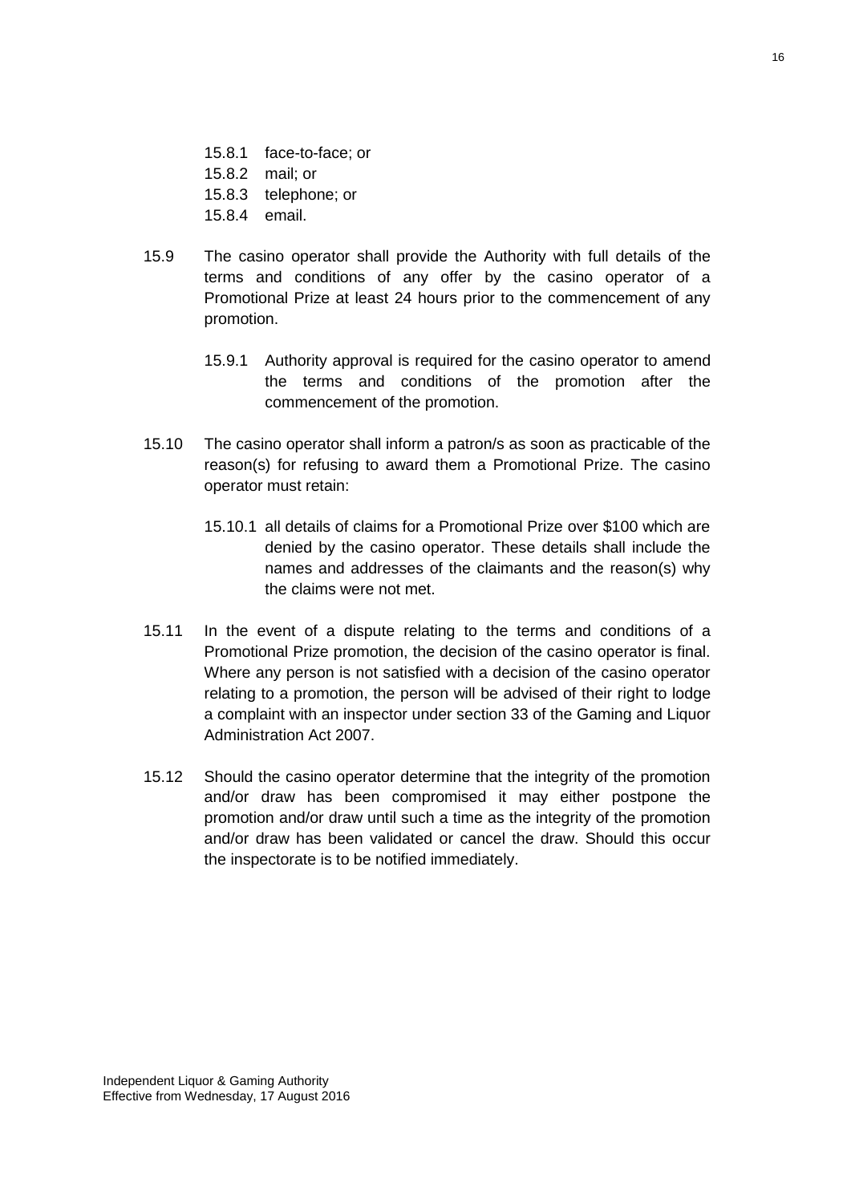15.8.1 face-to-face; or

15.8.2 mail; or

15.8.3 telephone; or

15.8.4 email.

15.9 The casino operator shall provide the Authority with full details of the terms and conditions of any offer by the casino operator of a Promotional Prize at least 24 hours prior to the commencement of any promotion.

15.9.1 Authority approval is required for the casino operator to amend the terms and conditions of the promotion after the commencement of the promotion.

15.10 The casino operator shall inform a patron/s as soon as practicable of the reason(s) for refusing to award them a Promotional Prize. The casino operator must retain:

15.10.1 all details of claims for a Promotional Prize over $100 which are denied by the casino operator. These details shall include the names and addresses of the claimants and the reason(s) why the claims were not met.

15.11 In the event of a dispute relating to the terms and conditions of a Promotional Prize promotion, the decision of the casino operator is final. Where any person is not satisfied with a decision of the casino operator relating to a promotion, the person will be advised of their right to lodge a complaint with an inspector under section 33 of the Gaming and Liquor Administration Act 2007.

15.12 Should the casino operator determine that the integrity of the promotion and/or draw has been compromised it may either postpone the promotion and/or draw until such a time as the integrity of the promotion and/or draw has been validated or cancel the draw. Should this occur the inspectorate is to be notified immediately.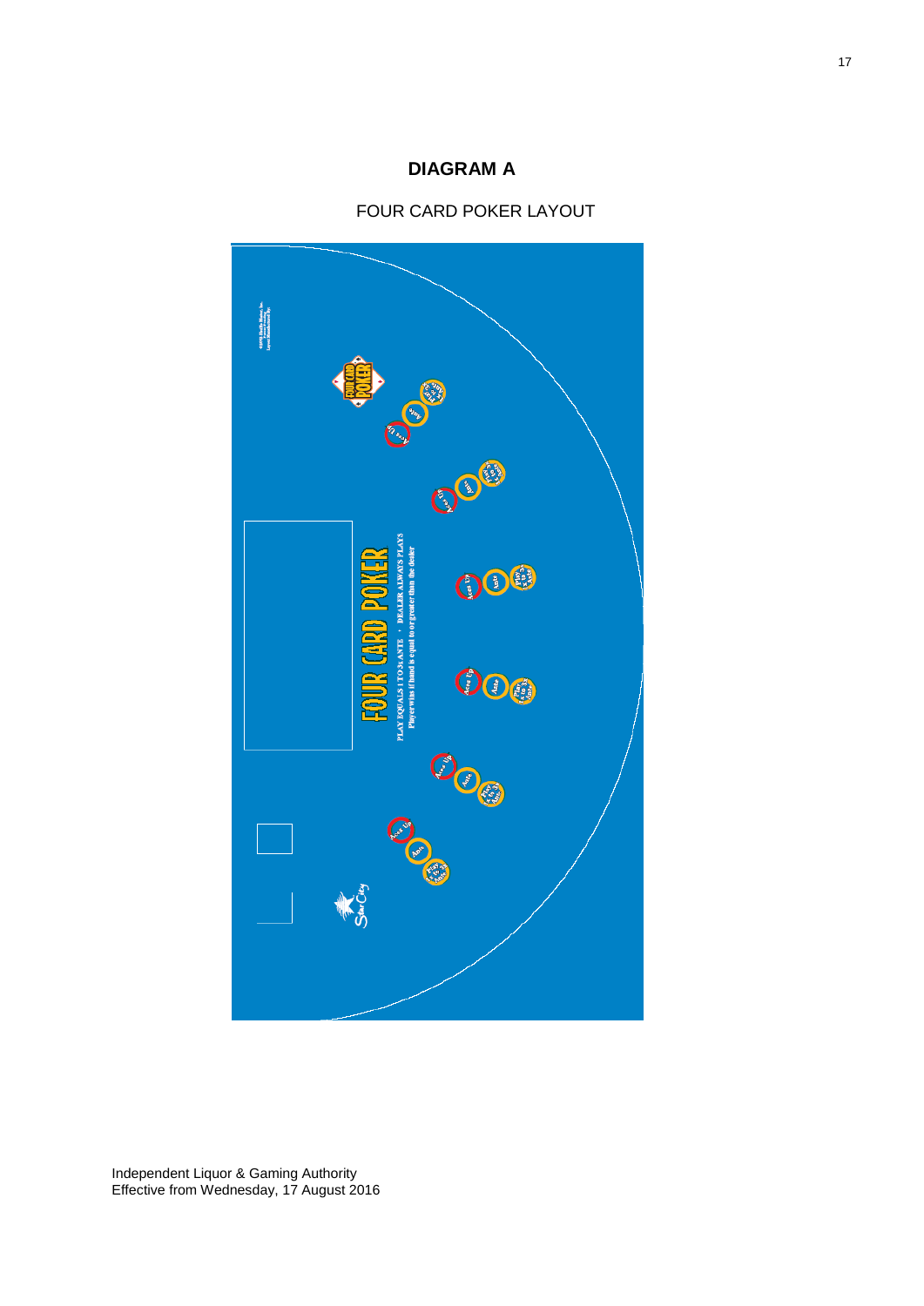# DIAGRAM A

FOUR CARD POKER LAYOUT

FOUR CARD POKER

PLAY EQUALS 1 TO 3x ANTE • DEALER ALWAYS PLAYS

Player wins if hand is equal to or greater than the dealer

Aces Up

Ante

Play 1 to 3x Ante

Independent Liquor & Gaming Authority
Effective from Wednesday, 17 August 2016